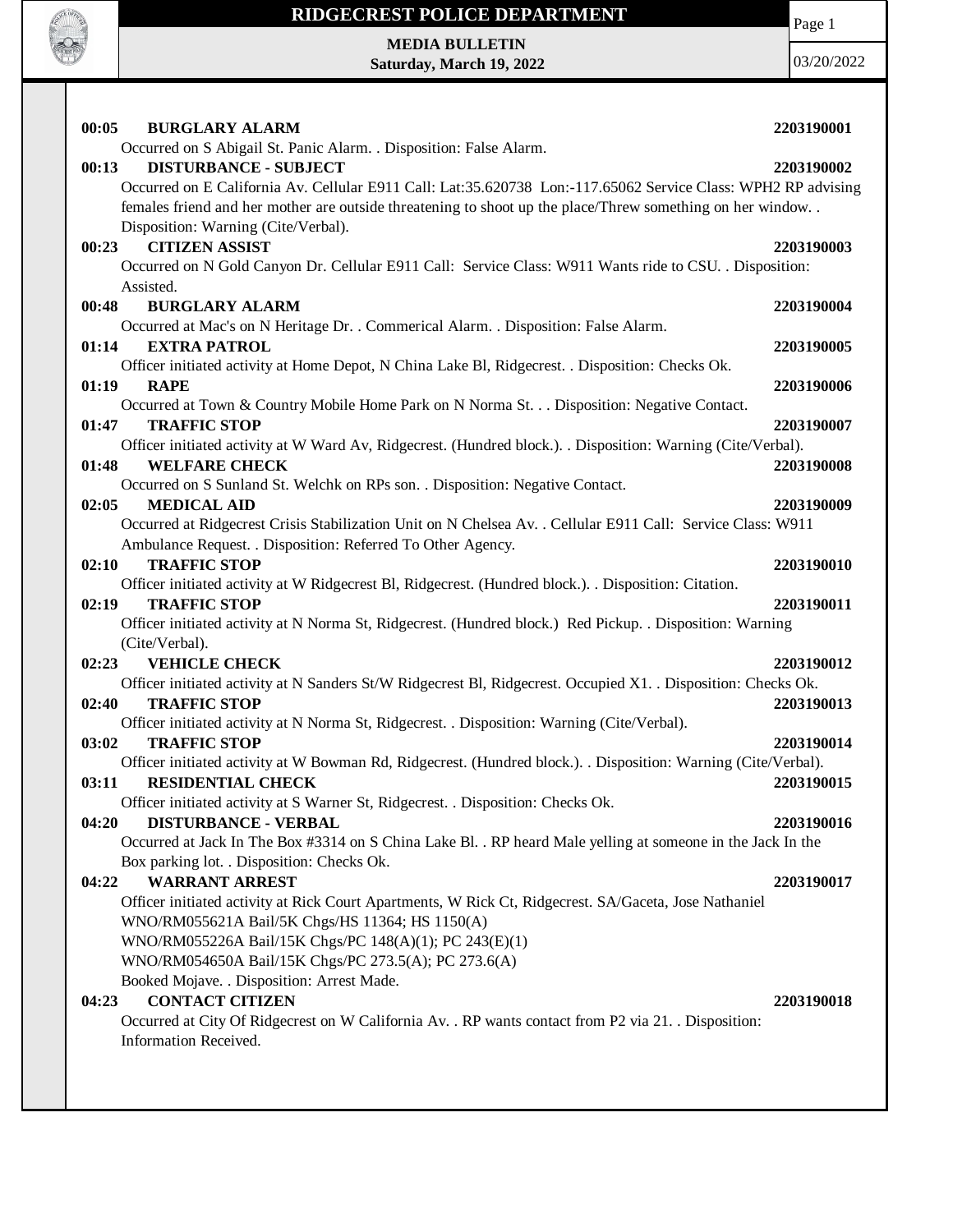# RIDGECREST POLICE DEPARTMENT

**MEDIA BULLETIN**
**Saturday, March 19, 2022**

03/20/2022

**00:05 BURGLARY ALARM** **2203190001**
Occurred on S Abigail St. Panic Alarm. . Disposition: False Alarm.

**00:13 DISTURBANCE - SUBJECT** **2203190002**
Occurred on E California Av. Cellular E911 Call: Lat:35.620738 Lon:-117.65062 Service Class: WPH2 RP advising females friend and her mother are outside threatening to shoot up the place/Threw something on her window. . Disposition: Warning (Cite/Verbal).

**00:23 CITIZEN ASSIST** **2203190003**
Occurred on N Gold Canyon Dr. Cellular E911 Call: Service Class: W911 Wants ride to CSU. . Disposition: Assisted.

**00:48 BURGLARY ALARM** **2203190004**
Occurred at Mac's on N Heritage Dr. . Commerical Alarm. . Disposition: False Alarm.

**01:14 EXTRA PATROL** **2203190005**
Officer initiated activity at Home Depot, N China Lake Bl, Ridgecrest. . Disposition: Checks Ok.

**01:19 RAPE** **2203190006**
Occurred at Town & Country Mobile Home Park on N Norma St. . . Disposition: Negative Contact.

**01:47 TRAFFIC STOP** **2203190007**
Officer initiated activity at W Ward Av, Ridgecrest. (Hundred block.). . Disposition: Warning (Cite/Verbal).

**01:48 WELFARE CHECK** **2203190008**
Occurred on S Sunland St. Welchk on RPs son. . Disposition: Negative Contact.

**02:05 MEDICAL AID** **2203190009**
Occurred at Ridgecrest Crisis Stabilization Unit on N Chelsea Av. . Cellular E911 Call: Service Class: W911 Ambulance Request. . Disposition: Referred To Other Agency.

**02:10 TRAFFIC STOP** **2203190010**
Officer initiated activity at W Ridgecrest Bl, Ridgecrest. (Hundred block.). . Disposition: Citation.

**02:19 TRAFFIC STOP** **2203190011**
Officer initiated activity at N Norma St, Ridgecrest. (Hundred block.) Red Pickup. . Disposition: Warning (Cite/Verbal).

**02:23 VEHICLE CHECK** **2203190012**
Officer initiated activity at N Sanders St/W Ridgecrest Bl, Ridgecrest. Occupied X1. . Disposition: Checks Ok.

**02:40 TRAFFIC STOP** **2203190013**
Officer initiated activity at N Norma St, Ridgecrest. . Disposition: Warning (Cite/Verbal).

**03:02 TRAFFIC STOP** **2203190014**
Officer initiated activity at W Bowman Rd, Ridgecrest. (Hundred block.). . Disposition: Warning (Cite/Verbal).

**03:11 RESIDENTIAL CHECK** **2203190015**
Officer initiated activity at S Warner St, Ridgecrest. . Disposition: Checks Ok.

**04:20 DISTURBANCE - VERBAL** **2203190016**
Occurred at Jack In The Box #3314 on S China Lake Bl. . RP heard Male yelling at someone in the Jack In the Box parking lot. . Disposition: Checks Ok.

**04:22 WARRANT ARREST** **2203190017**
Officer initiated activity at Rick Court Apartments, W Rick Ct, Ridgecrest. SA/Gaceta, Jose Nathaniel
WNO/RM055621A Bail/5K Chgs/HS 11364; HS 1150(A)
WNO/RM055226A Bail/15K Chgs/PC 148(A)(1); PC 243(E)(1)
WNO/RM054650A Bail/15K Chgs/PC 273.5(A); PC 273.6(A)
Booked Mojave. . Disposition: Arrest Made.

**04:23 CONTACT CITIZEN** **2203190018**
Occurred at City Of Ridgecrest on W California Av. . RP wants contact from P2 via 21. . Disposition: Information Received.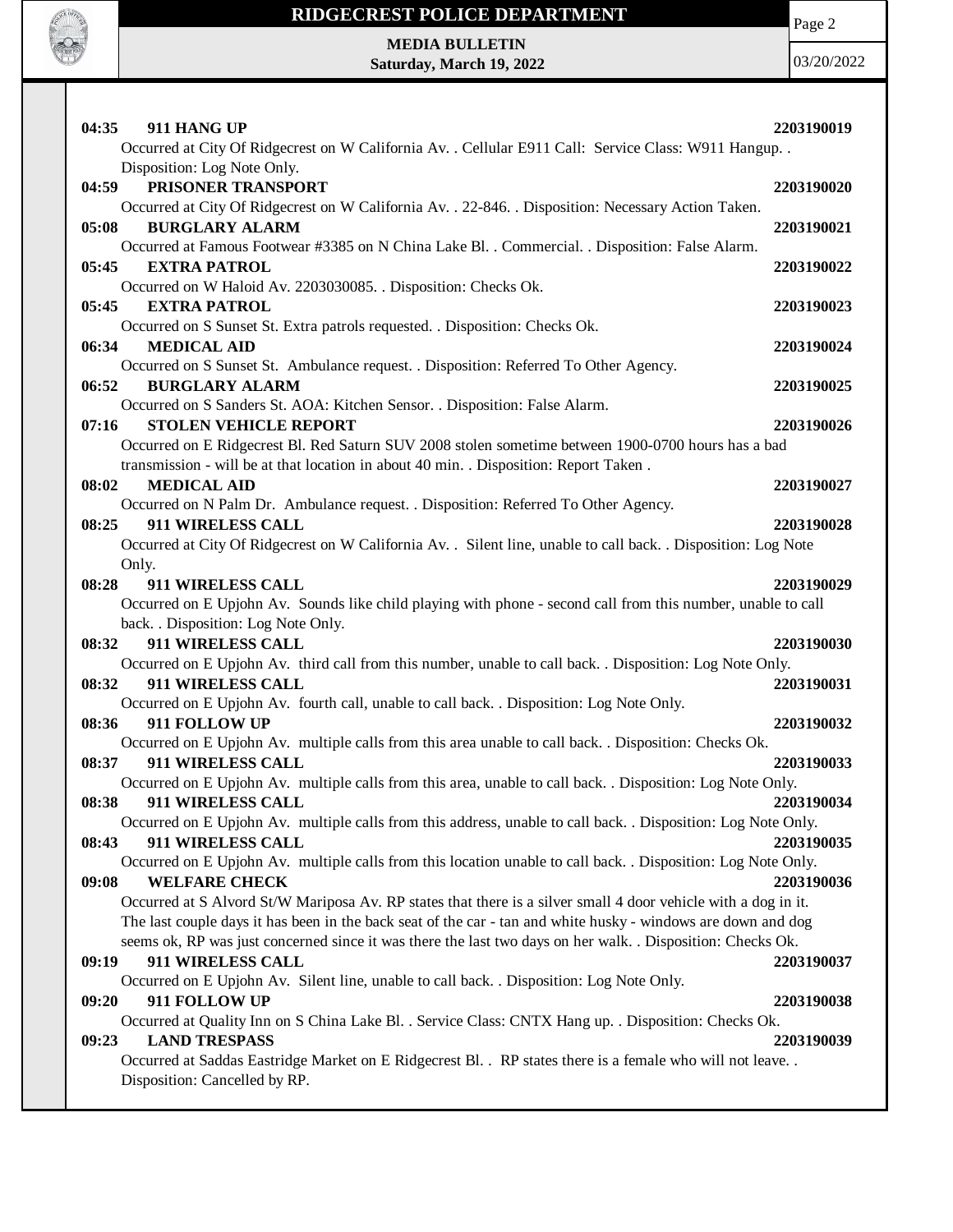**04:35 911 HANG UP** **2203190019**
Occurred at City Of Ridgecrest on W California Av. . Cellular E911 Call: Service Class: W911 Hangup. . Disposition: Log Note Only.

**04:59 PRISONER TRANSPORT** **2203190020**
Occurred at City Of Ridgecrest on W California Av. . 22-846. . Disposition: Necessary Action Taken.

**05:08 BURGLARY ALARM** **2203190021**
Occurred at Famous Footwear #3385 on N China Lake Bl. . Commercial. . Disposition: False Alarm.

**05:45 EXTRA PATROL** **2203190022**
Occurred on W Haloid Av. 2203030085. . Disposition: Checks Ok.

**05:45 EXTRA PATROL** **2203190023**
Occurred on S Sunset St. Extra patrols requested. . Disposition: Checks Ok.

**06:34 MEDICAL AID** **2203190024**
Occurred on S Sunset St. Ambulance request. . Disposition: Referred To Other Agency.

**06:52 BURGLARY ALARM** **2203190025**
Occurred on S Sanders St. AOA: Kitchen Sensor. . Disposition: False Alarm.

**07:16 STOLEN VEHICLE REPORT** **2203190026**
Occurred on E Ridgecrest Bl. Red Saturn SUV 2008 stolen sometime between 1900-0700 hours has a bad transmission - will be at that location in about 40 min. . Disposition: Report Taken .

**08:02 MEDICAL AID** **2203190027**
Occurred on N Palm Dr. Ambulance request. . Disposition: Referred To Other Agency.

**08:25 911 WIRELESS CALL** **2203190028**
Occurred at City Of Ridgecrest on W California Av. . Silent line, unable to call back. . Disposition: Log Note Only.

**08:28 911 WIRELESS CALL** **2203190029**
Occurred on E Upjohn Av. Sounds like child playing with phone - second call from this number, unable to call back. . Disposition: Log Note Only.

**08:32 911 WIRELESS CALL** **2203190030**
Occurred on E Upjohn Av. third call from this number, unable to call back. . Disposition: Log Note Only.

**08:32 911 WIRELESS CALL** **2203190031**
Occurred on E Upjohn Av. fourth call, unable to call back. . Disposition: Log Note Only.

**08:36 911 FOLLOW UP** **2203190032**
Occurred on E Upjohn Av. multiple calls from this area unable to call back. . Disposition: Checks Ok.

**08:37 911 WIRELESS CALL** **2203190033**
Occurred on E Upjohn Av. multiple calls from this area, unable to call back. . Disposition: Log Note Only.

**08:38 911 WIRELESS CALL** **2203190034**
Occurred on E Upjohn Av. multiple calls from this address, unable to call back. . Disposition: Log Note Only.

**08:43 911 WIRELESS CALL** **2203190035**
Occurred on E Upjohn Av. multiple calls from this location unable to call back. . Disposition: Log Note Only.

**09:08 WELFARE CHECK** **2203190036**
Occurred at S Alvord St/W Mariposa Av. RP states that there is a silver small 4 door vehicle with a dog in it. The last couple days it has been in the back seat of the car - tan and white husky - windows are down and dog seems ok, RP was just concerned since it was there the last two days on her walk. . Disposition: Checks Ok.

**09:19 911 WIRELESS CALL** **2203190037**
Occurred on E Upjohn Av. Silent line, unable to call back. . Disposition: Log Note Only.

**09:20 911 FOLLOW UP** **2203190038**
Occurred at Quality Inn on S China Lake Bl. . Service Class: CNTX Hang up. . Disposition: Checks Ok.

**09:23 LAND TRESPASS** **2203190039**
Occurred at Saddas Eastridge Market on E Ridgecrest Bl. . RP states there is a female who will not leave. . Disposition: Cancelled by RP.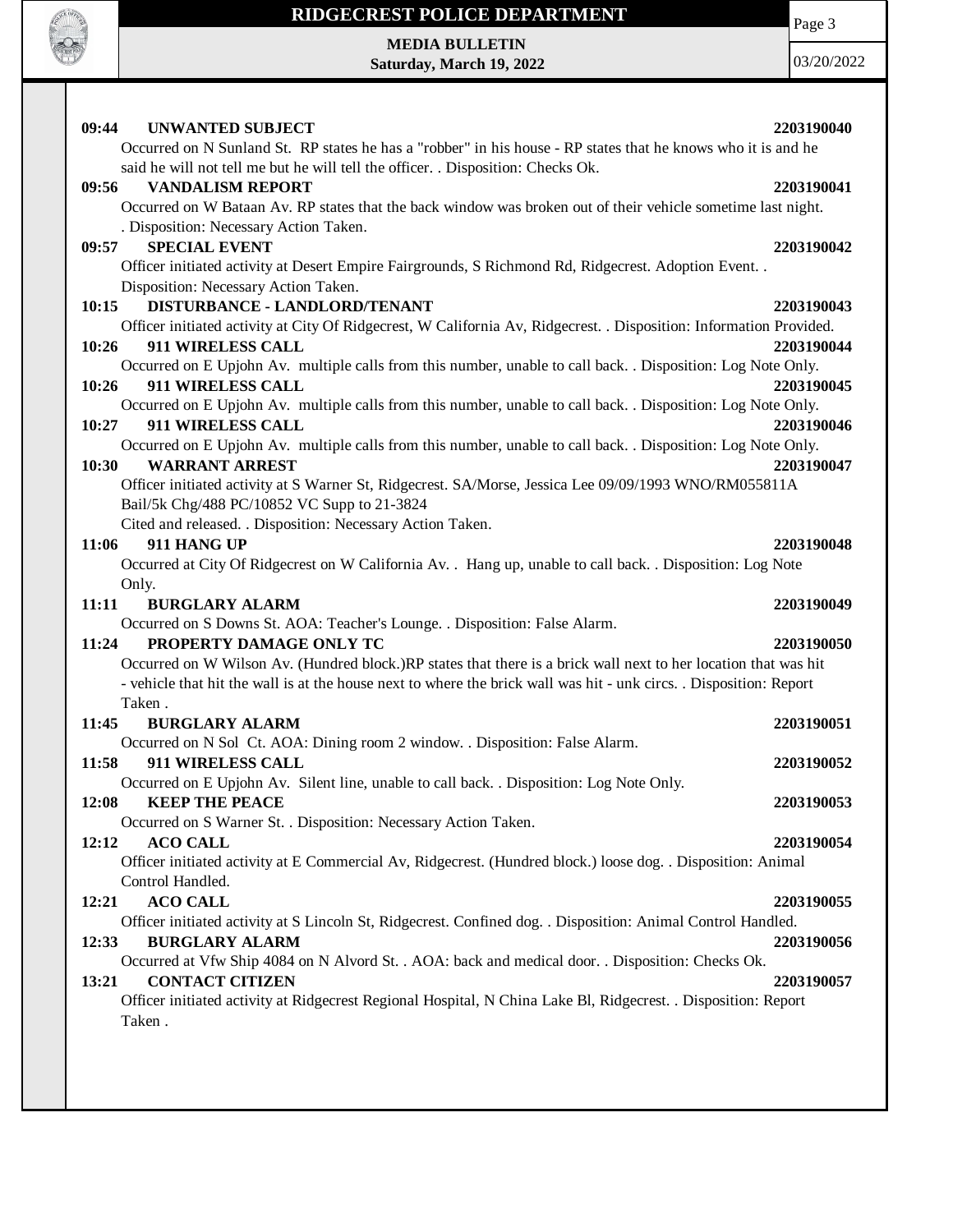**09:44 UNWANTED SUBJECT** **2203190040**
Occurred on N Sunland St. RP states he has a "robber" in his house - RP states that he knows who it is and he said he will not tell me but he will tell the officer. . Disposition: Checks Ok.

**09:56 VANDALISM REPORT** **2203190041**
Occurred on W Bataan Av. RP states that the back window was broken out of their vehicle sometime last night. . Disposition: Necessary Action Taken.

**09:57 SPECIAL EVENT** **2203190042**
Officer initiated activity at Desert Empire Fairgrounds, S Richmond Rd, Ridgecrest. Adoption Event. . Disposition: Necessary Action Taken.

**10:15 DISTURBANCE - LANDLORD/TENANT** **2203190043**
Officer initiated activity at City Of Ridgecrest, W California Av, Ridgecrest. . Disposition: Information Provided.

**10:26 911 WIRELESS CALL** **2203190044**
Occurred on E Upjohn Av. multiple calls from this number, unable to call back. . Disposition: Log Note Only.

**10:26 911 WIRELESS CALL** **2203190045**
Occurred on E Upjohn Av. multiple calls from this number, unable to call back. . Disposition: Log Note Only.

**10:27 911 WIRELESS CALL** **2203190046**
Occurred on E Upjohn Av. multiple calls from this number, unable to call back. . Disposition: Log Note Only.

**10:30 WARRANT ARREST** **2203190047**
Officer initiated activity at S Warner St, Ridgecrest. SA/Morse, Jessica Lee 09/09/1993 WNO/RM055811A Bail/5k Chg/488 PC/10852 VC Supp to 21-3824
Cited and released. . Disposition: Necessary Action Taken.

**11:06 911 HANG UP** **2203190048**
Occurred at City Of Ridgecrest on W California Av. . Hang up, unable to call back. . Disposition: Log Note Only.

**11:11 BURGLARY ALARM** **2203190049**
Occurred on S Downs St. AOA: Teacher's Lounge. . Disposition: False Alarm.

**11:24 PROPERTY DAMAGE ONLY TC** **2203190050**
Occurred on W Wilson Av. (Hundred block.)RP states that there is a brick wall next to her location that was hit - vehicle that hit the wall is at the house next to where the brick wall was hit - unk circs. . Disposition: Report Taken .

**11:45 BURGLARY ALARM** **2203190051**
Occurred on N Sol Ct. AOA: Dining room 2 window. . Disposition: False Alarm.

**11:58 911 WIRELESS CALL** **2203190052**
Occurred on E Upjohn Av. Silent line, unable to call back. . Disposition: Log Note Only.

**12:08 KEEP THE PEACE** **2203190053**
Occurred on S Warner St. . Disposition: Necessary Action Taken.

**12:12 ACO CALL** **2203190054**
Officer initiated activity at E Commercial Av, Ridgecrest. (Hundred block.) loose dog. . Disposition: Animal Control Handled.

**12:21 ACO CALL** **2203190055**
Officer initiated activity at S Lincoln St, Ridgecrest. Confined dog. . Disposition: Animal Control Handled.

**12:33 BURGLARY ALARM** **2203190056**
Occurred at Vfw Ship 4084 on N Alvord St. . AOA: back and medical door. . Disposition: Checks Ok.

**13:21 CONTACT CITIZEN** **2203190057**
Officer initiated activity at Ridgecrest Regional Hospital, N China Lake Bl, Ridgecrest. . Disposition: Report Taken .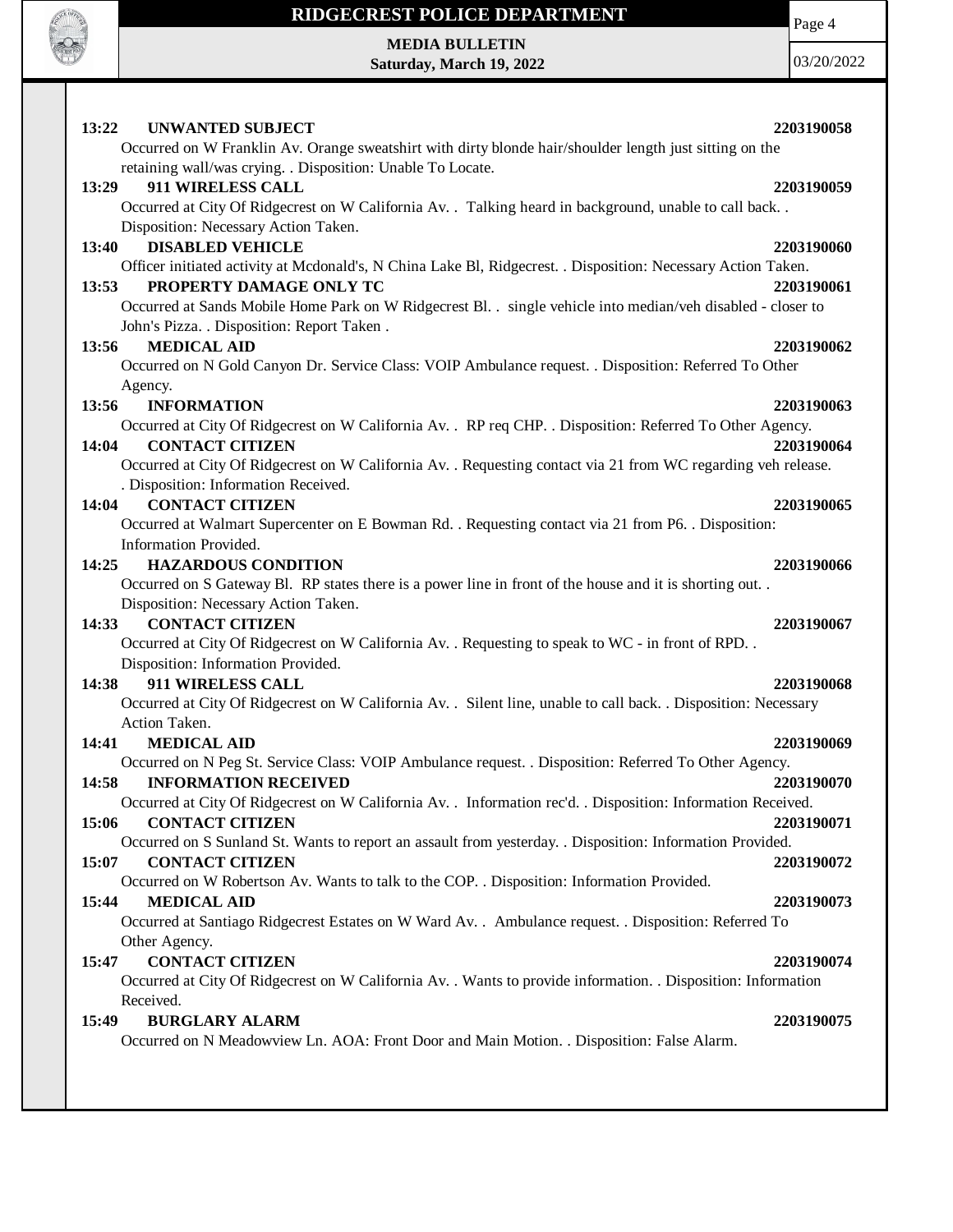**13:22 UNWANTED SUBJECT** **2203190058**

Occurred on W Franklin Av. Orange sweatshirt with dirty blonde hair/shoulder length just sitting on the retaining wall/was crying. . Disposition: Unable To Locate.

**13:29 911 WIRELESS CALL** **2203190059**

Occurred at City Of Ridgecrest on W California Av. . Talking heard in background, unable to call back. . Disposition: Necessary Action Taken.

**13:40 DISABLED VEHICLE** **2203190060**

Officer initiated activity at Mcdonald's, N China Lake Bl, Ridgecrest. . Disposition: Necessary Action Taken.

**13:53 PROPERTY DAMAGE ONLY TC** **2203190061**

Occurred at Sands Mobile Home Park on W Ridgecrest Bl. . single vehicle into median/veh disabled - closer to John's Pizza. . Disposition: Report Taken .

**13:56 MEDICAL AID** **2203190062**

Occurred on N Gold Canyon Dr. Service Class: VOIP Ambulance request. . Disposition: Referred To Other Agency.

**13:56 INFORMATION** **2203190063**

Occurred at City Of Ridgecrest on W California Av. . RP req CHP. . Disposition: Referred To Other Agency.

**14:04 CONTACT CITIZEN** **2203190064**

Occurred at City Of Ridgecrest on W California Av. . Requesting contact via 21 from WC regarding veh release. . Disposition: Information Received.

**14:04 CONTACT CITIZEN** **2203190065**

Occurred at Walmart Supercenter on E Bowman Rd. . Requesting contact via 21 from P6. . Disposition: Information Provided.

**14:25 HAZARDOUS CONDITION** **2203190066**

Occurred on S Gateway Bl. RP states there is a power line in front of the house and it is shorting out. . Disposition: Necessary Action Taken.

**14:33 CONTACT CITIZEN** **2203190067**

Occurred at City Of Ridgecrest on W California Av. . Requesting to speak to WC - in front of RPD. . Disposition: Information Provided.

**14:38 911 WIRELESS CALL** **2203190068**

Occurred at City Of Ridgecrest on W California Av. . Silent line, unable to call back. . Disposition: Necessary Action Taken.

**14:41 MEDICAL AID** **2203190069**

Occurred on N Peg St. Service Class: VOIP Ambulance request. . Disposition: Referred To Other Agency.

**14:58 INFORMATION RECEIVED** **2203190070**

Occurred at City Of Ridgecrest on W California Av. . Information rec'd. . Disposition: Information Received.

**15:06 CONTACT CITIZEN** **2203190071**

Occurred on S Sunland St. Wants to report an assault from yesterday. . Disposition: Information Provided.

**15:07 CONTACT CITIZEN** **2203190072**

Occurred on W Robertson Av. Wants to talk to the COP. . Disposition: Information Provided.

**15:44 MEDICAL AID** **2203190073**

Occurred at Santiago Ridgecrest Estates on W Ward Av. . Ambulance request. . Disposition: Referred To Other Agency.

**15:47 CONTACT CITIZEN** **2203190074**

Occurred at City Of Ridgecrest on W California Av. . Wants to provide information. . Disposition: Information Received.

**15:49 BURGLARY ALARM** **2203190075**

Occurred on N Meadowview Ln. AOA: Front Door and Main Motion. . Disposition: False Alarm.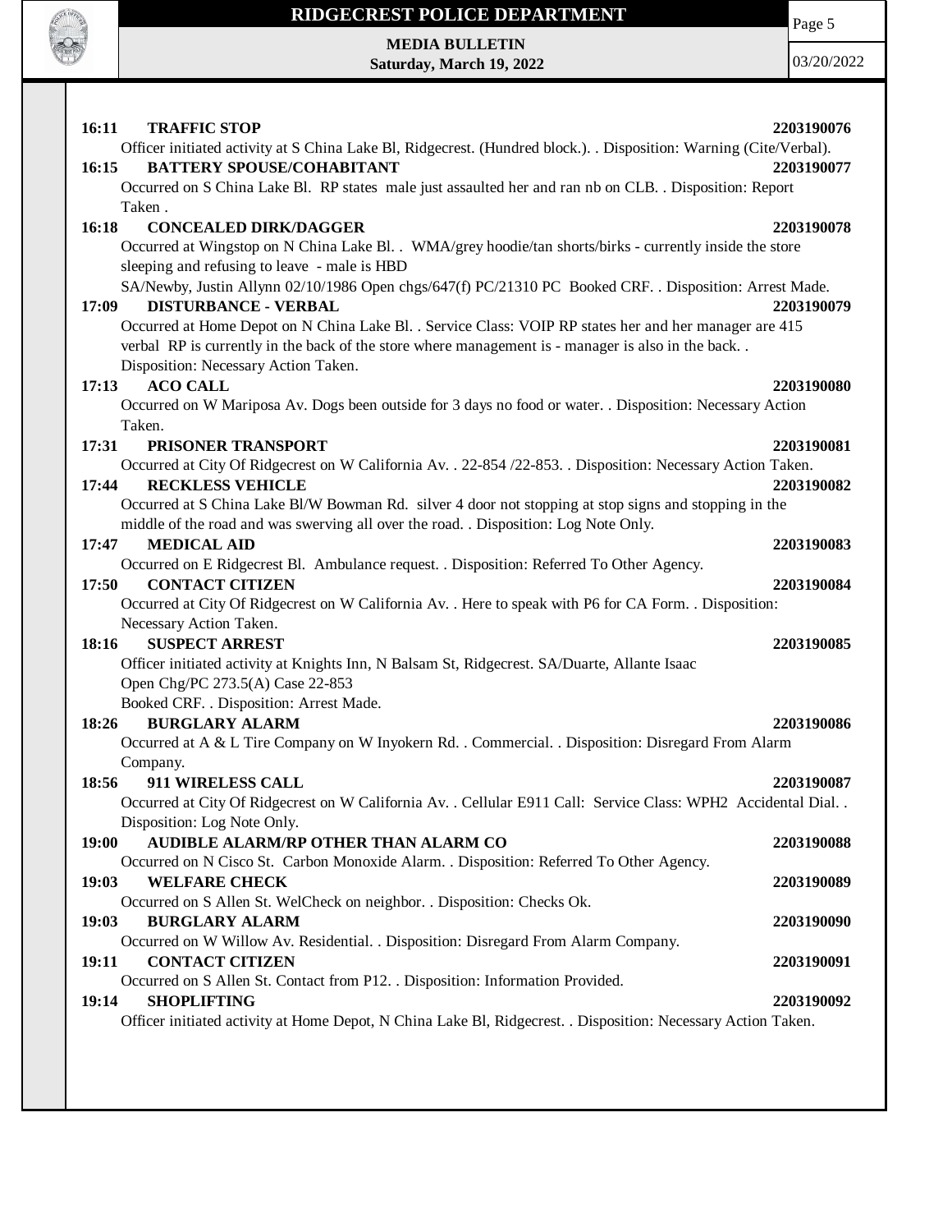**16:11 TRAFFIC STOP** **2203190076**
Officer initiated activity at S China Lake Bl, Ridgecrest. (Hundred block.). . Disposition: Warning (Cite/Verbal).

**16:15 BATTERY SPOUSE/COHABITANT** **2203190077**
Occurred on S China Lake Bl. RP states male just assaulted her and ran nb on CLB. . Disposition: Report Taken .

**16:18 CONCEALED DIRK/DAGGER** **2203190078**
Occurred at Wingstop on N China Lake Bl. . WMA/grey hoodie/tan shorts/birks - currently inside the store sleeping and refusing to leave - male is HBD
SA/Newby, Justin Allynn 02/10/1986 Open chgs/647(f) PC/21310 PC Booked CRF. . Disposition: Arrest Made.

**17:09 DISTURBANCE - VERBAL** **2203190079**
Occurred at Home Depot on N China Lake Bl. . Service Class: VOIP RP states her and her manager are 415 verbal RP is currently in the back of the store where management is - manager is also in the back. . Disposition: Necessary Action Taken.

**17:13 ACO CALL** **2203190080**
Occurred on W Mariposa Av. Dogs been outside for 3 days no food or water. . Disposition: Necessary Action Taken.

**17:31 PRISONER TRANSPORT** **2203190081**
Occurred at City Of Ridgecrest on W California Av. . 22-854 /22-853. . Disposition: Necessary Action Taken.

**17:44 RECKLESS VEHICLE** **2203190082**
Occurred at S China Lake Bl/W Bowman Rd. silver 4 door not stopping at stop signs and stopping in the middle of the road and was swerving all over the road. . Disposition: Log Note Only.

**17:47 MEDICAL AID** **2203190083**
Occurred on E Ridgecrest Bl. Ambulance request. . Disposition: Referred To Other Agency.

**17:50 CONTACT CITIZEN** **2203190084**
Occurred at City Of Ridgecrest on W California Av. . Here to speak with P6 for CA Form. . Disposition: Necessary Action Taken.

**18:16 SUSPECT ARREST** **2203190085**
Officer initiated activity at Knights Inn, N Balsam St, Ridgecrest. SA/Duarte, Allante Isaac
Open Chg/PC 273.5(A) Case 22-853
Booked CRF. . Disposition: Arrest Made.

**18:26 BURGLARY ALARM** **2203190086**
Occurred at A & L Tire Company on W Inyokern Rd. . Commercial. . Disposition: Disregard From Alarm Company.

**18:56 911 WIRELESS CALL** **2203190087**
Occurred at City Of Ridgecrest on W California Av. . Cellular E911 Call: Service Class: WPH2 Accidental Dial. . Disposition: Log Note Only.

**19:00 AUDIBLE ALARM/RP OTHER THAN ALARM CO** **2203190088**
Occurred on N Cisco St. Carbon Monoxide Alarm. . Disposition: Referred To Other Agency.

**19:03 WELFARE CHECK** **2203190089**
Occurred on S Allen St. WelCheck on neighbor. . Disposition: Checks Ok.

**19:03 BURGLARY ALARM** **2203190090**
Occurred on W Willow Av. Residential. . Disposition: Disregard From Alarm Company.

**19:11 CONTACT CITIZEN** **2203190091**
Occurred on S Allen St. Contact from P12. . Disposition: Information Provided.

**19:14 SHOPLIFTING** **2203190092**
Officer initiated activity at Home Depot, N China Lake Bl, Ridgecrest. . Disposition: Necessary Action Taken.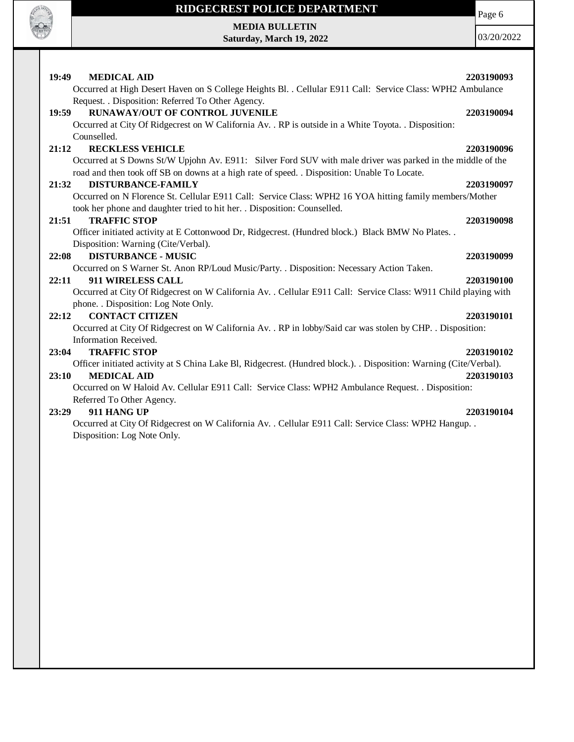**19:49 MEDICAL AID** **2203190093**

Occurred at High Desert Haven on S College Heights Bl. . Cellular E911 Call: Service Class: WPH2 Ambulance Request. . Disposition: Referred To Other Agency.

**19:59 RUNAWAY/OUT OF CONTROL JUVENILE** **2203190094**

Occurred at City Of Ridgecrest on W California Av. . RP is outside in a White Toyota. . Disposition: Counselled.

**21:12 RECKLESS VEHICLE** **2203190096**

Occurred at S Downs St/W Upjohn Av. E911: Silver Ford SUV with male driver was parked in the middle of the road and then took off SB on downs at a high rate of speed. . Disposition: Unable To Locate.

**21:32 DISTURBANCE-FAMILY** **2203190097**

Occurred on N Florence St. Cellular E911 Call: Service Class: WPH2 16 YOA hitting family members/Mother took her phone and daughter tried to hit her. . Disposition: Counselled.

**21:51 TRAFFIC STOP** **2203190098**

Officer initiated activity at E Cottonwood Dr, Ridgecrest. (Hundred block.) Black BMW No Plates. . Disposition: Warning (Cite/Verbal).

**22:08 DISTURBANCE - MUSIC** **2203190099**

Occurred on S Warner St. Anon RP/Loud Music/Party. . Disposition: Necessary Action Taken.

**22:11 911 WIRELESS CALL** **2203190100**

Occurred at City Of Ridgecrest on W California Av. . Cellular E911 Call: Service Class: W911 Child playing with phone. . Disposition: Log Note Only.

**22:12 CONTACT CITIZEN** **2203190101**

Occurred at City Of Ridgecrest on W California Av. . RP in lobby/Said car was stolen by CHP. . Disposition: Information Received.

**23:04 TRAFFIC STOP** **2203190102**

Officer initiated activity at S China Lake Bl, Ridgecrest. (Hundred block.). . Disposition: Warning (Cite/Verbal).

**23:10 MEDICAL AID** **2203190103**

Occurred on W Haloid Av. Cellular E911 Call: Service Class: WPH2 Ambulance Request. . Disposition: Referred To Other Agency.

**23:29 911 HANG UP** **2203190104**

Occurred at City Of Ridgecrest on W California Av. . Cellular E911 Call: Service Class: WPH2 Hangup. . Disposition: Log Note Only.